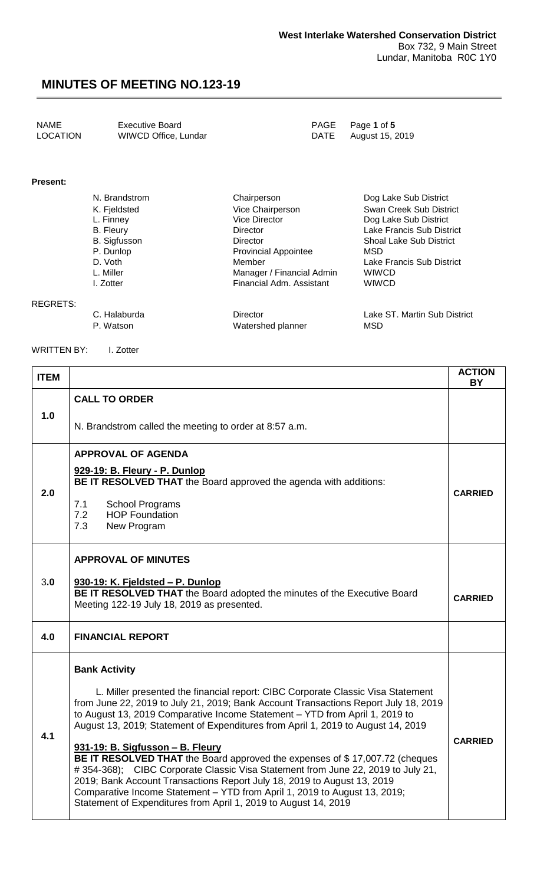**West Interlake Watershed Conservation District**
Box 732, 9 Main Street
Lundar, Manitoba R0C 1Y0

# MINUTES OF MEETING NO.123-19

| | | | |
|---|---|---|---|
| NAME | Executive Board | PAGE | Page **1** of **5** |
| LOCATION | WIWCD Office, Lundar | DATE | August 15, 2019 |

**Present:**

| | | |
|---|---|---|
| N. Brandstrom | Chairperson | Dog Lake Sub District |
| K. Fjeldsted | Vice Chairperson | Swan Creek Sub District |
| L. Finney | Vice Director | Dog Lake Sub District |
| B. Fleury | Director | Lake Francis Sub District |
| B. Sigfusson | Director | Shoal Lake Sub District |
| P. Dunlop | Provincial Appointee | MSD |
| D. Voth | Member | Lake Francis Sub District |
| L. Miller | Manager / Financial Admin | WIWCD |
| I. Zotter | Financial Adm. Assistant | WIWCD |

REGRETS:

| | | |
|---|---|---|
| C. Halaburda | Director | Lake ST. Martin Sub District |
| P. Watson | Watershed planner | MSD |

WRITTEN BY: I. Zotter

| ITEM | | ACTION BY |
|---|---|---|
| 1.0 | **CALL TO ORDER**<br><br>N. Brandstrom called the meeting to order at 8:57 a.m. | |
| 2.0 | **APPROVAL OF AGENDA**<br><br>**929-19: B. Fleury - P. Dunlop**<br>**BE IT RESOLVED THAT** the Board approved the agenda with additions:<br><br>7.1 School Programs<br>7.2 HOP Foundation<br>7.3 New Program | **CARRIED** |
| 3.0 | **APPROVAL OF MINUTES**<br><br>**930-19: K. Fjeldsted – P. Dunlop**<br>**BE IT RESOLVED THAT** the Board adopted the minutes of the Executive Board Meeting 122-19 July 18, 2019 as presented. | **CARRIED** |
| 4.0 | **FINANCIAL REPORT** | |
| 4.1 | **Bank Activity**<br><br>L. Miller presented the financial report: CIBC Corporate Classic Visa Statement from June 22, 2019 to July 21, 2019; Bank Account Transactions Report July 18, 2019 to August 13, 2019 Comparative Income Statement – YTD from April 1, 2019 to August 13, 2019; Statement of Expenditures from April 1, 2019 to August 14, 2019<br><br>**931-19: B. Sigfusson – B. Fleury**<br>**BE IT RESOLVED THAT** the Board approved the expenses of $ 17,007.72 (cheques # 354-368); CIBC Corporate Classic Visa Statement from June 22, 2019 to July 21, 2019; Bank Account Transactions Report July 18, 2019 to August 13, 2019 Comparative Income Statement – YTD from April 1, 2019 to August 13, 2019; Statement of Expenditures from April 1, 2019 to August 14, 2019 | **CARRIED** |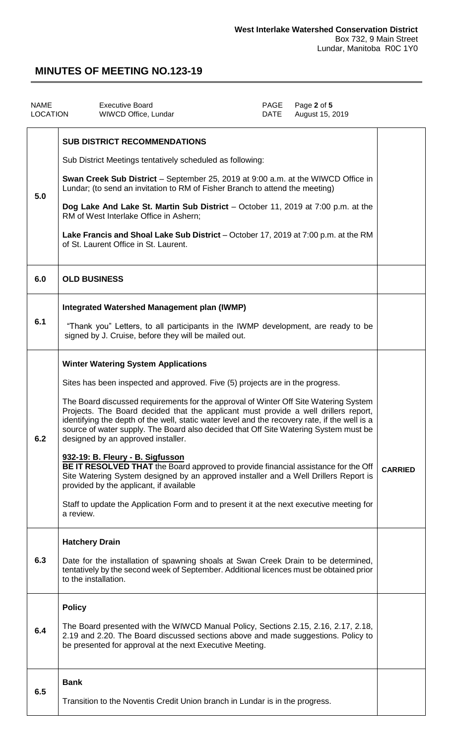| NAME | Executive Board | PAGE | Page **2** of **5** |
|---|---|---|---|
| LOCATION | WIWCD Office, Lundar | DATE | August 15, 2019 |

| | | |
|---|---|---|
| **5.0** | **SUB DISTRICT RECOMMENDATIONS**<br><br>Sub District Meetings tentatively scheduled as following:<br><br>**Swan Creek Sub District** – September 25, 2019 at 9:00 a.m. at the WIWCD Office in Lundar; (to send an invitation to RM of Fisher Branch to attend the meeting)<br><br>**Dog Lake And Lake St. Martin Sub District** – October 11, 2019 at 7:00 p.m. at the RM of West Interlake Office in Ashern;<br><br>**Lake Francis and Shoal Lake Sub District** – October 17, 2019 at 7:00 p.m. at the RM of St. Laurent Office in St. Laurent. | |
| **6.0** | **OLD BUSINESS** | |
| **6.1** | **Integrated Watershed Management plan (IWMP)**<br><br>"Thank you" Letters, to all participants in the IWMP development, are ready to be signed by J. Cruise, before they will be mailed out. | |
| **6.2** | **Winter Watering System Applications**<br><br>Sites has been inspected and approved. Five (5) projects are in the progress.<br><br>The Board discussed requirements for the approval of Winter Off Site Watering System Projects. The Board decided that the applicant must provide a well drillers report, identifying the depth of the well, static water level and the recovery rate, if the well is a source of water supply. The Board also decided that Off Site Watering System must be designed by an approved installer.<br><br>**932-19: B. Fleury - B. Sigfusson**<br>**BE IT RESOLVED THAT** the Board approved to provide financial assistance for the Off Site Watering System designed by an approved installer and a Well Drillers Report is provided by the applicant, if available<br><br>Staff to update the Application Form and to present it at the next executive meeting for a review. | **CARRIED** |
| **6.3** | **Hatchery Drain**<br><br>Date for the installation of spawning shoals at Swan Creek Drain to be determined, tentatively by the second week of September. Additional licences must be obtained prior to the installation. | |
| **6.4** | **Policy**<br><br>The Board presented with the WIWCD Manual Policy, Sections 2.15, 2.16, 2.17, 2.18, 2.19 and 2.20. The Board discussed sections above and made suggestions. Policy to be presented for approval at the next Executive Meeting. | |
| **6.5** | **Bank**<br><br>Transition to the Noventis Credit Union branch in Lundar is in the progress. | |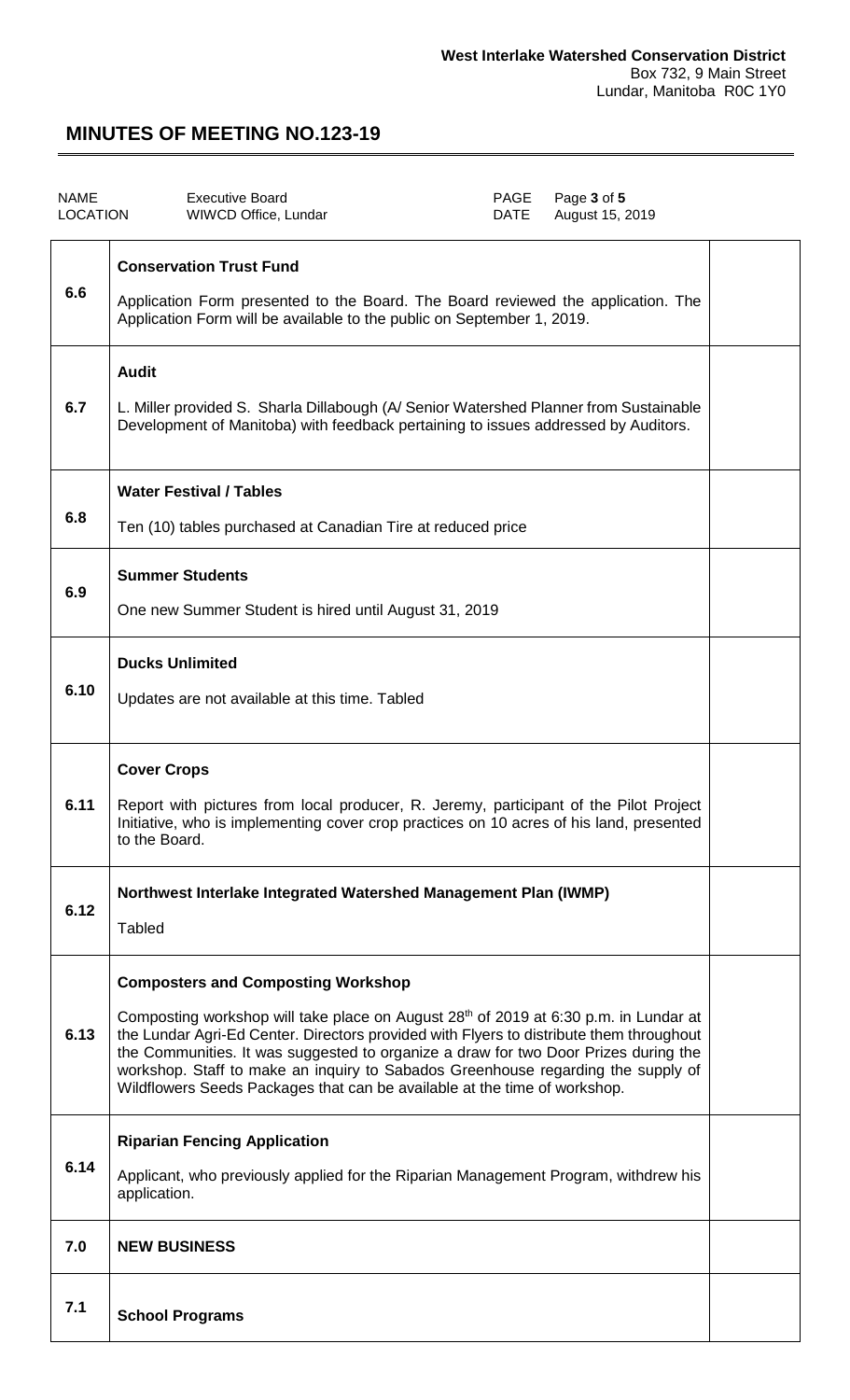**West Interlake Watershed Conservation District**
Box 732, 9 Main Street
Lundar, Manitoba R0C 1Y0

## MINUTES OF MEETING NO.123-19

| NAME | Executive Board | PAGE | Page **3** of **5** |
|---|---|---|---|
| LOCATION | WIWCD Office, Lundar | DATE | August 15, 2019 |

| | | |
|---|---|---|
| 6.6 | **Conservation Trust Fund**<br><br>Application Form presented to the Board. The Board reviewed the application. The Application Form will be available to the public on September 1, 2019. | |
| 6.7 | **Audit**<br><br>L. Miller provided S. Sharla Dillabough (A/ Senior Watershed Planner from Sustainable Development of Manitoba) with feedback pertaining to issues addressed by Auditors. | |
| 6.8 | **Water Festival / Tables**<br><br>Ten (10) tables purchased at Canadian Tire at reduced price | |
| 6.9 | **Summer Students**<br><br>One new Summer Student is hired until August 31, 2019 | |
| 6.10 | **Ducks Unlimited**<br><br>Updates are not available at this time. Tabled | |
| 6.11 | **Cover Crops**<br><br>Report with pictures from local producer, R. Jeremy, participant of the Pilot Project Initiative, who is implementing cover crop practices on 10 acres of his land, presented to the Board. | |
| 6.12 | **Northwest Interlake Integrated Watershed Management Plan (IWMP)**<br><br>Tabled | |
| 6.13 | **Composters and Composting Workshop**<br><br>Composting workshop will take place on August 28th of 2019 at 6:30 p.m. in Lundar at the Lundar Agri-Ed Center. Directors provided with Flyers to distribute them throughout the Communities. It was suggested to organize a draw for two Door Prizes during the workshop. Staff to make an inquiry to Sabados Greenhouse regarding the supply of Wildflowers Seeds Packages that can be available at the time of workshop. | |
| 6.14 | **Riparian Fencing Application**<br><br>Applicant, who previously applied for the Riparian Management Program, withdrew his application. | |
| 7.0 | **NEW BUSINESS** | |
| 7.1 | **School Programs** | |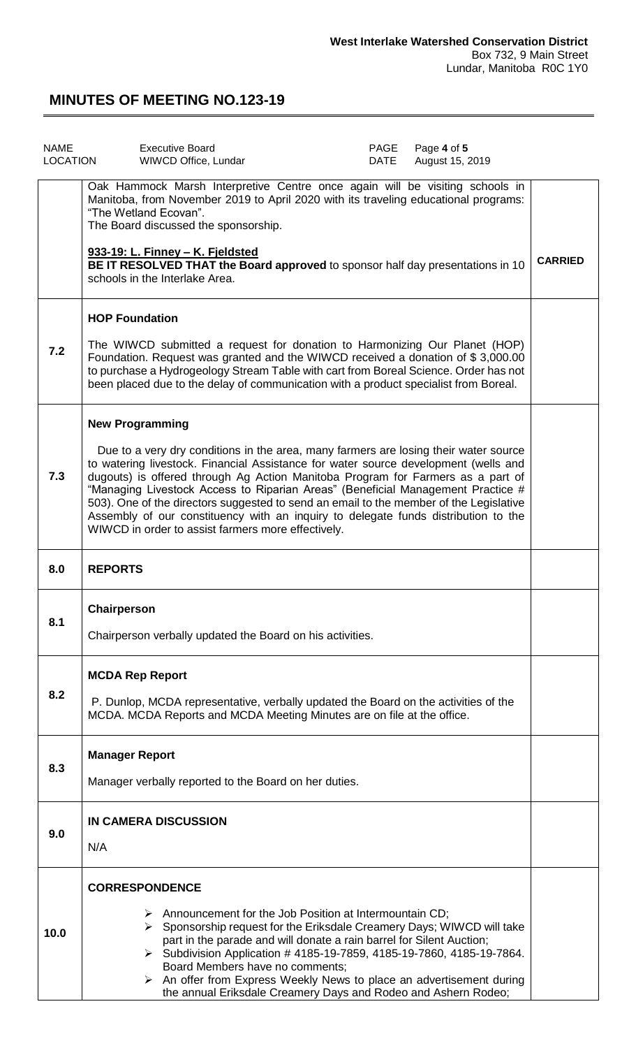| | | |
|---|---|---|
| | Oak Hammock Marsh Interpretive Centre once again will be visiting schools in Manitoba, from November 2019 to April 2020 with its traveling educational programs: "The Wetland Ecovan".<br>The Board discussed the sponsorship.<br><br>**933-19: L. Finney – K. Fjeldsted**<br>**BE IT RESOLVED THAT the Board approved** to sponsor half day presentations in 10 schools in the Interlake Area. | **CARRIED** |
| 7.2 | **HOP Foundation**<br><br>The WIWCD submitted a request for donation to Harmonizing Our Planet (HOP) Foundation. Request was granted and the WIWCD received a donation of $ 3,000.00 to purchase a Hydrogeology Stream Table with cart from Boreal Science. Order has not been placed due to the delay of communication with a product specialist from Boreal. | |
| 7.3 | **New Programming**<br><br>Due to a very dry conditions in the area, many farmers are losing their water source to watering livestock. Financial Assistance for water source development (wells and dugouts) is offered through Ag Action Manitoba Program for Farmers as a part of "Managing Livestock Access to Riparian Areas" (Beneficial Management Practice # 503). One of the directors suggested to send an email to the member of the Legislative Assembly of our constituency with an inquiry to delegate funds distribution to the WIWCD in order to assist farmers more effectively. | |
| 8.0 | **REPORTS** | |
| 8.1 | **Chairperson**<br><br>Chairperson verbally updated the Board on his activities. | |
| 8.2 | **MCDA Rep Report**<br><br>P. Dunlop, MCDA representative, verbally updated the Board on the activities of the MCDA. MCDA Reports and MCDA Meeting Minutes are on file at the office. | |
| 8.3 | **Manager Report**<br><br>Manager verbally reported to the Board on her duties. | |
| 9.0 | **IN CAMERA DISCUSSION**<br><br>N/A | |
| 10.0 | **CORRESPONDENCE**<br><br>➢ Announcement for the Job Position at Intermountain CD;<br>➢ Sponsorship request for the Eriksdale Creamery Days; WIWCD will take part in the parade and will donate a rain barrel for Silent Auction;<br>➢ Subdivision Application # 4185-19-7859, 4185-19-7860, 4185-19-7864. Board Members have no comments;<br>➢ An offer from Express Weekly News to place an advertisement during the annual Eriksdale Creamery Days and Rodeo and Ashern Rodeo; | |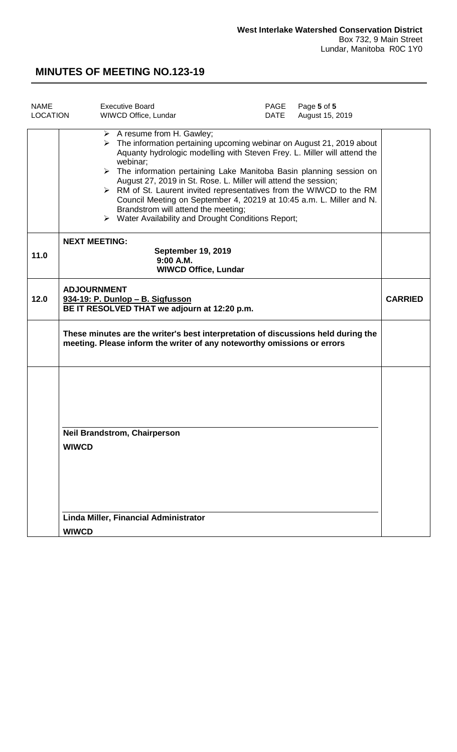**West Interlake Watershed Conservation District**
Box 732, 9 Main Street
Lundar, Manitoba R0C 1Y0

# MINUTES OF MEETING NO.123-19

| | | | |
|---|---|---|---|
| NAME | Executive Board | PAGE | Page 5 of 5 |
| LOCATION | WIWCD Office, Lundar | DATE | August 15, 2019 |

| | | |
|---|---|---|
| | ➢ A resume from H. Gawley;<br>➢ The information pertaining upcoming webinar on August 21, 2019 about Aquanty hydrologic modelling with Steven Frey. L. Miller will attend the webinar;<br>➢ The information pertaining Lake Manitoba Basin planning session on August 27, 2019 in St. Rose. L. Miller will attend the session;<br>➢ RM of St. Laurent invited representatives from the WIWCD to the RM Council Meeting on September 4, 20219 at 10:45 a.m. L. Miller and N. Brandstrom will attend the meeting;<br>➢ Water Availability and Drought Conditions Report; | |
| 11.0 | **NEXT MEETING:**<br>**September 19, 2019**<br>**9:00 A.M.**<br>**WIWCD Office, Lundar** | |
| 12.0 | **ADJOURNMENT**<br>**934-19: P. Dunlop – B. Sigfusson**<br>**BE IT RESOLVED THAT we adjourn at 12:20 p.m.** | **CARRIED** |
| | **These minutes are the writer's best interpretation of discussions held during the meeting. Please inform the writer of any noteworthy omissions or errors** | |
| | **Neil Brandstrom, Chairperson**<br>**WIWCD**<br><br>**Linda Miller, Financial Administrator**<br>**WIWCD** | |